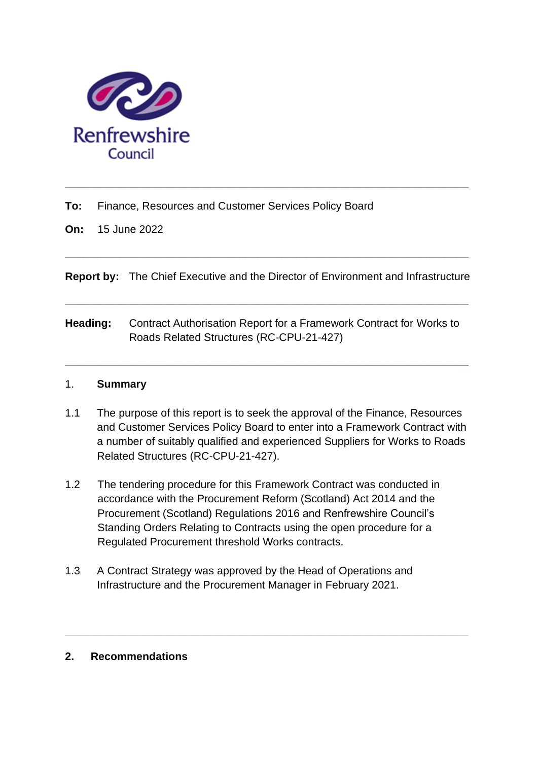Renfrewshire Council

---

**To:** Finance, Resources and Customer Services Policy Board

**On:** 15 June 2022

---

**Report by:** The Chief Executive and the Director of Environment and Infrastructure

---

**Heading:** Contract Authorisation Report for a Framework Contract for Works to Roads Related Structures (RC-CPU-21-427)

---

## 1. Summary

1.1 The purpose of this report is to seek the approval of the Finance, Resources and Customer Services Policy Board to enter into a Framework Contract with a number of suitably qualified and experienced Suppliers for Works to Roads Related Structures (RC-CPU-21-427).

1.2 The tendering procedure for this Framework Contract was conducted in accordance with the Procurement Reform (Scotland) Act 2014 and the Procurement (Scotland) Regulations 2016 and Renfrewshire Council's Standing Orders Relating to Contracts using the open procedure for a Regulated Procurement threshold Works contracts.

1.3 A Contract Strategy was approved by the Head of Operations and Infrastructure and the Procurement Manager in February 2021.

---

## 2. Recommendations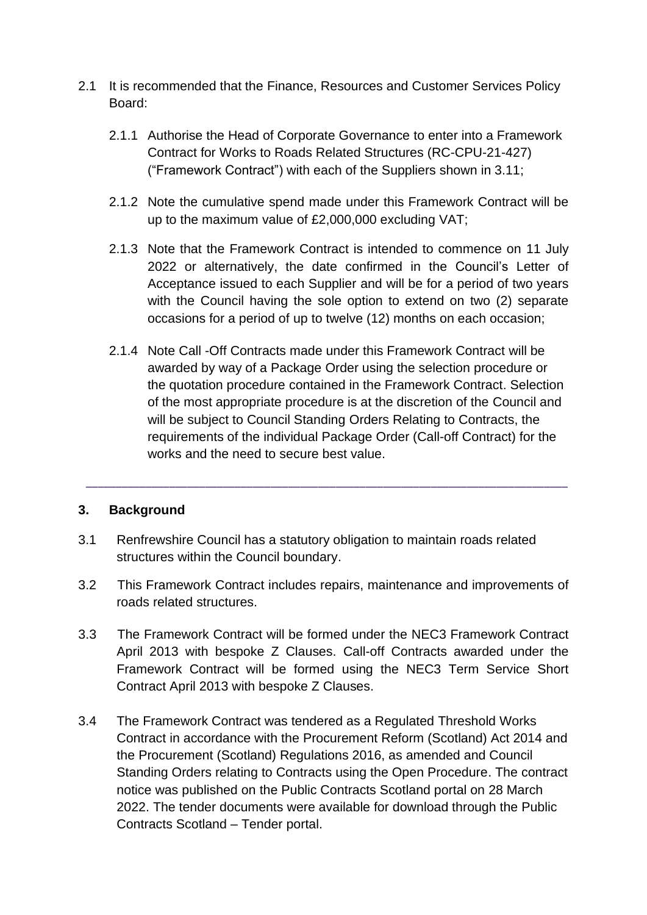2.1 It is recommended that the Finance, Resources and Customer Services Policy Board:

2.1.1 Authorise the Head of Corporate Governance to enter into a Framework Contract for Works to Roads Related Structures (RC-CPU-21-427) ("Framework Contract") with each of the Suppliers shown in 3.11;

2.1.2 Note the cumulative spend made under this Framework Contract will be up to the maximum value of £2,000,000 excluding VAT;

2.1.3 Note that the Framework Contract is intended to commence on 11 July 2022 or alternatively, the date confirmed in the Council's Letter of Acceptance issued to each Supplier and will be for a period of two years with the Council having the sole option to extend on two (2) separate occasions for a period of up to twelve (12) months on each occasion;

2.1.4 Note Call -Off Contracts made under this Framework Contract will be awarded by way of a Package Order using the selection procedure or the quotation procedure contained in the Framework Contract. Selection of the most appropriate procedure is at the discretion of the Council and will be subject to Council Standing Orders Relating to Contracts, the requirements of the individual Package Order (Call-off Contract) for the works and the need to secure best value.

---

## 3. Background

3.1 Renfrewshire Council has a statutory obligation to maintain roads related structures within the Council boundary.

3.2 This Framework Contract includes repairs, maintenance and improvements of roads related structures.

3.3 The Framework Contract will be formed under the NEC3 Framework Contract April 2013 with bespoke Z Clauses. Call-off Contracts awarded under the Framework Contract will be formed using the NEC3 Term Service Short Contract April 2013 with bespoke Z Clauses.

3.4 The Framework Contract was tendered as a Regulated Threshold Works Contract in accordance with the Procurement Reform (Scotland) Act 2014 and the Procurement (Scotland) Regulations 2016, as amended and Council Standing Orders relating to Contracts using the Open Procedure. The contract notice was published on the Public Contracts Scotland portal on 28 March 2022. The tender documents were available for download through the Public Contracts Scotland – Tender portal.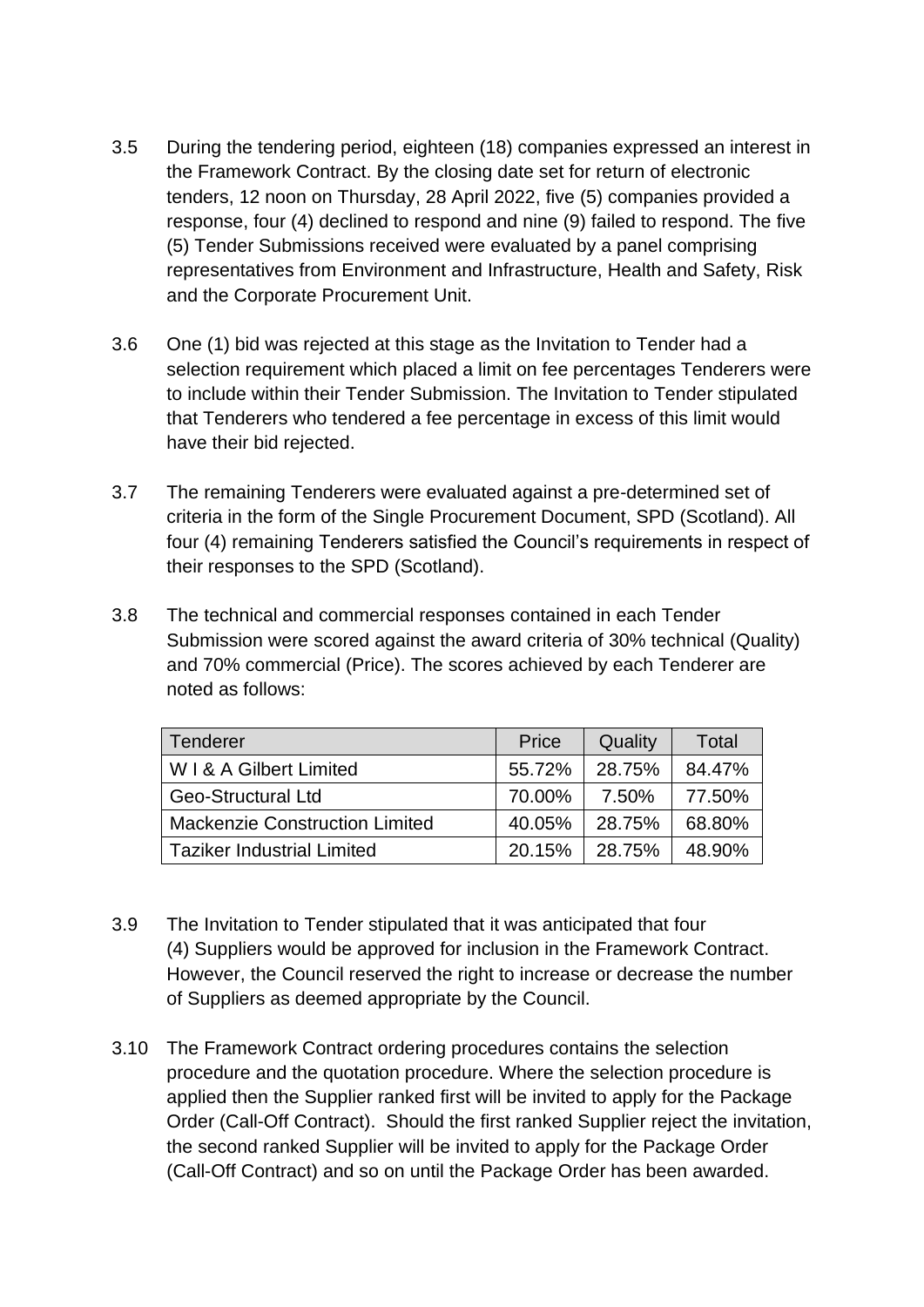3.5 During the tendering period, eighteen (18) companies expressed an interest in the Framework Contract. By the closing date set for return of electronic tenders, 12 noon on Thursday, 28 April 2022, five (5) companies provided a response, four (4) declined to respond and nine (9) failed to respond. The five (5) Tender Submissions received were evaluated by a panel comprising representatives from Environment and Infrastructure, Health and Safety, Risk and the Corporate Procurement Unit.

3.6 One (1) bid was rejected at this stage as the Invitation to Tender had a selection requirement which placed a limit on fee percentages Tenderers were to include within their Tender Submission. The Invitation to Tender stipulated that Tenderers who tendered a fee percentage in excess of this limit would have their bid rejected.

3.7 The remaining Tenderers were evaluated against a pre-determined set of criteria in the form of the Single Procurement Document, SPD (Scotland). All four (4) remaining Tenderers satisfied the Council's requirements in respect of their responses to the SPD (Scotland).

3.8 The technical and commercial responses contained in each Tender Submission were scored against the award criteria of 30% technical (Quality) and 70% commercial (Price). The scores achieved by each Tenderer are noted as follows:

| Tenderer | Price | Quality | Total |
|---|---|---|---|
| W I & A Gilbert Limited | 55.72% | 28.75% | 84.47% |
| Geo-Structural Ltd | 70.00% | 7.50% | 77.50% |
| Mackenzie Construction Limited | 40.05% | 28.75% | 68.80% |
| Taziker Industrial Limited | 20.15% | 28.75% | 48.90% |

3.9 The Invitation to Tender stipulated that it was anticipated that four (4) Suppliers would be approved for inclusion in the Framework Contract. However, the Council reserved the right to increase or decrease the number of Suppliers as deemed appropriate by the Council.

3.10 The Framework Contract ordering procedures contains the selection procedure and the quotation procedure. Where the selection procedure is applied then the Supplier ranked first will be invited to apply for the Package Order (Call-Off Contract). Should the first ranked Supplier reject the invitation, the second ranked Supplier will be invited to apply for the Package Order (Call-Off Contract) and so on until the Package Order has been awarded.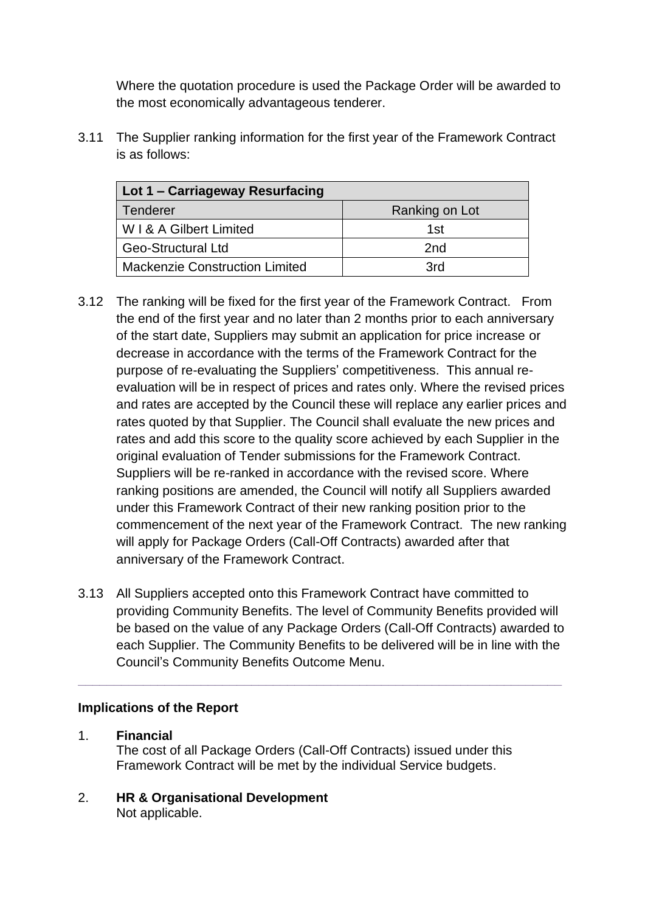Where the quotation procedure is used the Package Order will be awarded to the most economically advantageous tenderer.

3.11 The Supplier ranking information for the first year of the Framework Contract is as follows:

| **Lot 1 – Carriageway Resurfacing** | |
|---|---|
| Tenderer | Ranking on Lot |
| W I & A Gilbert Limited | 1st |
| Geo-Structural Ltd | 2nd |
| Mackenzie Construction Limited | 3rd |

3.12 The ranking will be fixed for the first year of the Framework Contract. From the end of the first year and no later than 2 months prior to each anniversary of the start date, Suppliers may submit an application for price increase or decrease in accordance with the terms of the Framework Contract for the purpose of re-evaluating the Suppliers' competitiveness. This annual re-evaluation will be in respect of prices and rates only. Where the revised prices and rates are accepted by the Council these will replace any earlier prices and rates quoted by that Supplier. The Council shall evaluate the new prices and rates and add this score to the quality score achieved by each Supplier in the original evaluation of Tender submissions for the Framework Contract. Suppliers will be re-ranked in accordance with the revised score. Where ranking positions are amended, the Council will notify all Suppliers awarded under this Framework Contract of their new ranking position prior to the commencement of the next year of the Framework Contract. The new ranking will apply for Package Orders (Call-Off Contracts) awarded after that anniversary of the Framework Contract.

3.13 All Suppliers accepted onto this Framework Contract have committed to providing Community Benefits. The level of Community Benefits provided will be based on the value of any Package Orders (Call-Off Contracts) awarded to each Supplier. The Community Benefits to be delivered will be in line with the Council's Community Benefits Outcome Menu.

---

**Implications of the Report**

1. **Financial**
   The cost of all Package Orders (Call-Off Contracts) issued under this Framework Contract will be met by the individual Service budgets.

2. **HR & Organisational Development**
   Not applicable.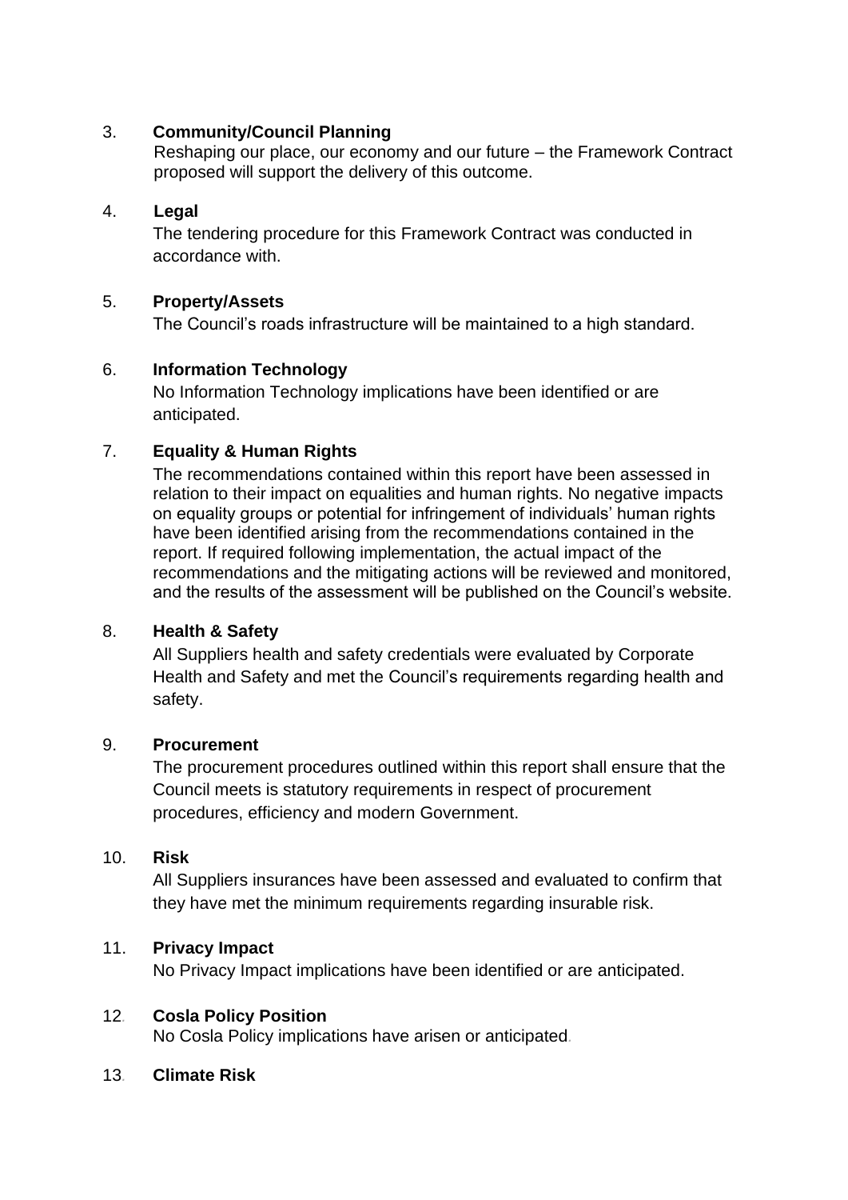3. **Community/Council Planning**

   Reshaping our place, our economy and our future – the Framework Contract proposed will support the delivery of this outcome.

4. **Legal**

   The tendering procedure for this Framework Contract was conducted in accordance with.

5. **Property/Assets**

   The Council's roads infrastructure will be maintained to a high standard.

6. **Information Technology**

   No Information Technology implications have been identified or are anticipated.

7. **Equality & Human Rights**

   The recommendations contained within this report have been assessed in relation to their impact on equalities and human rights. No negative impacts on equality groups or potential for infringement of individuals' human rights have been identified arising from the recommendations contained in the report. If required following implementation, the actual impact of the recommendations and the mitigating actions will be reviewed and monitored, and the results of the assessment will be published on the Council's website.

8. **Health & Safety**

   All Suppliers health and safety credentials were evaluated by Corporate Health and Safety and met the Council's requirements regarding health and safety.

9. **Procurement**

   The procurement procedures outlined within this report shall ensure that the Council meets is statutory requirements in respect of procurement procedures, efficiency and modern Government.

10. **Risk**

    All Suppliers insurances have been assessed and evaluated to confirm that they have met the minimum requirements regarding insurable risk.

11. **Privacy Impact**

    No Privacy Impact implications have been identified or are anticipated.

12. **Cosla Policy Position**

    No Cosla Policy implications have arisen or anticipated.

13. **Climate Risk**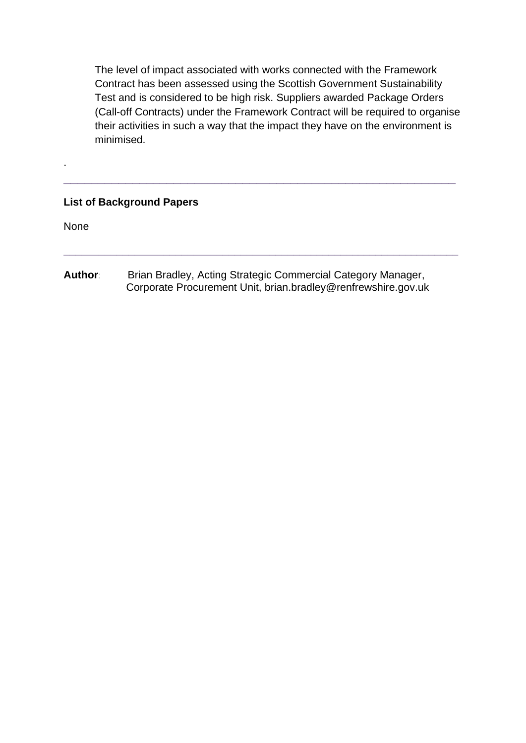The level of impact associated with works connected with the Framework Contract has been assessed using the Scottish Government Sustainability Test and is considered to be high risk. Suppliers awarded Package Orders (Call-off Contracts) under the Framework Contract will be required to organise their activities in such a way that the impact they have on the environment is minimised.

.

---

**List of Background Papers**

None

---

**Author**: Brian Bradley, Acting Strategic Commercial Category Manager, Corporate Procurement Unit, brian.bradley@renfrewshire.gov.uk